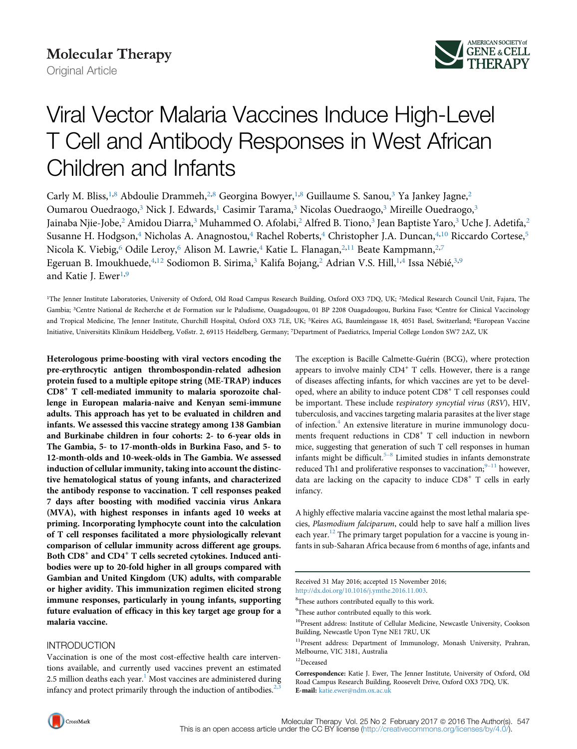Molecular Therapy

Original Article

# Viral Vector Malaria Vaccines Induce High-Level T Cell and Antibody Responses in West African Children and Infants

Carly M. Bliss,[1,8] Abdoulie Drammeh,[2,8] Georgina Bowyer,[1,8] Guillaume S. Sanou,[3] Ya Jankey Jagne,[2] Oumarou Ouedraogo,[3] Nick J. Edwards,[1] Casimir Tarama,[3] Nicolas Ouedraogo,[3] Mireille Ouedraogo,[3] Jainaba Njie-Jobe,[2] Amidou Diarra,[3] Muhammed O. Afolabi,[2] Alfred B. Tiono,[3] Jean Baptiste Yaro,[3] Uche J. Adetifa,[2] Susanne H. Hodgson,[4] Nicholas A. Anagnostou,[4] Rachel Roberts,[4] Christopher J.A. Duncan,[4,10] Riccardo Cortese,[5] Nicola K. Viebig,[6] Odile Leroy,[6] Alison M. Lawrie,[4] Katie L. Flanagan,[2,11] Beate Kampmann,[2,7] Egeruan B. Imoukhuede,[4,12] Sodiomon B. Sirima,[3] Kalifa Bojang,[2] Adrian V.S. Hill,[1,4] Issa Nébié,[3,9] and Katie J. Ewer[1,9]

[1]The Jenner Institute Laboratories, University of Oxford, Old Road Campus Research Building, Oxford OX3 7DQ, UK; [2]Medical Research Council Unit, Fajara, The Gambia; [3]Centre National de Recherche et de Formation sur le Paludisme, Ouagadougou, 01 BP 2208 Ouagadougou, Burkina Faso; [4]Centre for Clinical Vaccinology and Tropical Medicine, The Jenner Institute, Churchill Hospital, Oxford OX3 7LE, UK; [5]Keires AG, Baumleingasse 18, 4051 Basel, Switzerland; [6]European Vaccine Initiative, Universitäts Klinikum Heidelberg, Voßstr. 2, 69115 Heidelberg, Germany; [7]Department of Paediatrics, Imperial College London SW7 2AZ, UK

**Heterologous prime-boosting with viral vectors encoding the pre-erythrocytic antigen thrombospondin-related adhesion protein fused to a multiple epitope string (ME-TRAP) induces CD8+ T cell-mediated immunity to malaria sporozoite challenge in European malaria-naive and Kenyan semi-immune adults. This approach has yet to be evaluated in children and infants. We assessed this vaccine strategy among 138 Gambian and Burkinabe children in four cohorts: 2- to 6-year olds in The Gambia, 5- to 17-month-olds in Burkina Faso, and 5- to 12-month-olds and 10-week-olds in The Gambia. We assessed induction of cellular immunity, taking into account the distinctive hematological status of young infants, and characterized the antibody response to vaccination. T cell responses peaked 7 days after boosting with modified vaccinia virus Ankara (MVA), with highest responses in infants aged 10 weeks at priming. Incorporating lymphocyte count into the calculation of T cell responses facilitated a more physiologically relevant comparison of cellular immunity across different age groups. Both CD8+ and CD4+ T cells secreted cytokines. Induced antibodies were up to 20-fold higher in all groups compared with Gambian and United Kingdom (UK) adults, with comparable or higher avidity. This immunization regimen elicited strong immune responses, particularly in young infants, supporting future evaluation of efficacy in this key target age group for a malaria vaccine.**

## INTRODUCTION

Vaccination is one of the most cost-effective health care interventions available, and currently used vaccines prevent an estimated 2.5 million deaths each year.[1] Most vaccines are administered during infancy and protect primarily through the induction of antibodies.[2,3] The exception is Bacille Calmette-Guérin (BCG), where protection appears to involve mainly CD4+ T cells. However, there is a range of diseases affecting infants, for which vaccines are yet to be developed, where an ability to induce potent CD8+ T cell responses could be important. These include *respiratory syncytial virus* (*RSV*), HIV, tuberculosis, and vaccines targeting malaria parasites at the liver stage of infection.[4] An extensive literature in murine immunology documents frequent reductions in CD8+ T cell induction in newborn mice, suggesting that generation of such T cell responses in human infants might be difficult.[5–8] Limited studies in infants demonstrate reduced Th1 and proliferative responses to vaccination;[9–11] however, data are lacking on the capacity to induce CD8+ T cells in early infancy.

A highly effective malaria vaccine against the most lethal malaria species, *Plasmodium falciparum*, could help to save half a million lives each year.[12] The primary target population for a vaccine is young infants in sub-Saharan Africa because from 6 months of age, infants and

Received 31 May 2016; accepted 15 November 2016;
http://dx.doi.org/10.1016/j.ymthe.2016.11.003.

[8]These authors contributed equally to this work.

[9]These author contributed equally to this work.

[10]Present address: Institute of Cellular Medicine, Newcastle University, Cookson Building, Newcastle Upon Tyne NE1 7RU, UK

[11]Present address: Department of Immunology, Monash University, Prahran, Melbourne, VIC 3181, Australia

[12]Deceased

**Correspondence:** Katie J. Ewer, The Jenner Institute, University of Oxford, Old Road Campus Research Building, Roosevelt Drive, Oxford OX3 7DQ, UK.
**E-mail:** katie.ewer@ndm.ox.ac.uk

This is an open access article under the CC BY license (http://creativecommons.org/licenses/by/4.0/).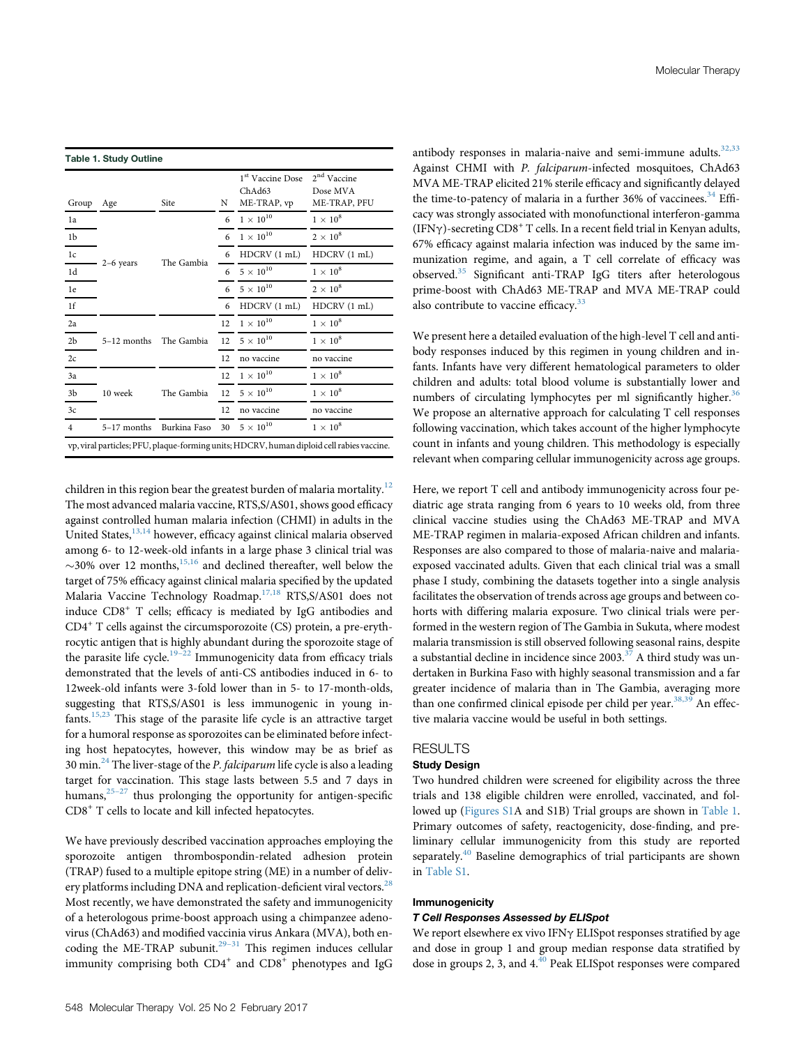**Table 1. Study Outline**

| Group | Age | Site | N | 1st Vaccine Dose ChAd63 ME-TRAP, vp | 2nd Vaccine Dose MVA ME-TRAP, PFU |
|---|---|---|---|---|---|
| 1a | 2–6 years | The Gambia | 6 | $1 \times 10^{10}$ | $1 \times 10^{8}$ |
| 1b | | | 6 | $1 \times 10^{10}$ | $2 \times 10^{8}$ |
| 1c | | | 6 | HDCRV (1 mL) | HDCRV (1 mL) |
| 1d | | | 6 | $5 \times 10^{10}$ | $1 \times 10^{8}$ |
| 1e | | | 6 | $5 \times 10^{10}$ | $2 \times 10^{8}$ |
| 1f | | | 6 | HDCRV (1 mL) | HDCRV (1 mL) |
| 2a | 5–12 months | The Gambia | 12 | $1 \times 10^{10}$ | $1 \times 10^{8}$ |
| 2b | | | 12 | $5 \times 10^{10}$ | $1 \times 10^{8}$ |
| 2c | | | 12 | no vaccine | no vaccine |
| 3a | 10 week | The Gambia | 12 | $1 \times 10^{10}$ | $1 \times 10^{8}$ |
| 3b | | | 12 | $5 \times 10^{10}$ | $1 \times 10^{8}$ |
| 3c | | | 12 | no vaccine | no vaccine |
| 4 | 5–17 months | Burkina Faso | 30 | $5 \times 10^{10}$ | $1 \times 10^{8}$ |

vp, viral particles; PFU, plaque-forming units; HDCRV, human diploid cell rabies vaccine.

children in this region bear the greatest burden of malaria mortality.[12] The most advanced malaria vaccine, RTS,S/AS01, shows good efficacy against controlled human malaria infection (CHMI) in adults in the United States,[13,14] however, efficacy against clinical malaria observed among 6- to 12-week-old infants in a large phase 3 clinical trial was ~30% over 12 months,[15,16] and declined thereafter, well below the target of 75% efficacy against clinical malaria specified by the updated Malaria Vaccine Technology Roadmap.[17,18] RTS,S/AS01 does not induce $CD8^+$ T cells; efficacy is mediated by IgG antibodies and $CD4^+$ T cells against the circumsporozoite (CS) protein, a pre-erythrocytic antigen that is highly abundant during the sporozoite stage of the parasite life cycle.[19–22] Immunogenicity data from efficacy trials demonstrated that the levels of anti-CS antibodies induced in 6- to 12week-old infants were 3-fold lower than in 5- to 17-month-olds, suggesting that RTS,S/AS01 is less immunogenic in young infants.[15,23] This stage of the parasite life cycle is an attractive target for a humoral response as sporozoites can be eliminated before infecting host hepatocytes, however, this window may be as brief as 30 min.[24] The liver-stage of the *P. falciparum* life cycle is also a leading target for vaccination. This stage lasts between 5.5 and 7 days in humans,[25–27] thus prolonging the opportunity for antigen-specific $CD8^+$ T cells to locate and kill infected hepatocytes.

We have previously described vaccination approaches employing the sporozoite antigen thrombospondin-related adhesion protein (TRAP) fused to a multiple epitope string (ME) in a number of delivery platforms including DNA and replication-deficient viral vectors.[28] Most recently, we have demonstrated the safety and immunogenicity of a heterologous prime-boost approach using a chimpanzee adenovirus (ChAd63) and modified vaccinia virus Ankara (MVA), both encoding the ME-TRAP subunit.[29–31] This regimen induces cellular immunity comprising both $CD4^+$ and $CD8^+$ phenotypes and IgG antibody responses in malaria-naive and semi-immune adults.[32,33] Against CHMI with *P. falciparum*-infected mosquitoes, ChAd63 MVA ME-TRAP elicited 21% sterile efficacy and significantly delayed the time-to-patency of malaria in a further 36% of vaccinees.[34] Efficacy was strongly associated with monofunctional interferon-gamma (IFNγ)-secreting $CD8^+$ T cells. In a recent field trial in Kenyan adults, 67% efficacy against malaria infection was induced by the same immunization regime, and again, a T cell correlate of efficacy was observed.[35] Significant anti-TRAP IgG titers after heterologous prime-boost with ChAd63 ME-TRAP and MVA ME-TRAP could also contribute to vaccine efficacy.[33]

We present here a detailed evaluation of the high-level T cell and antibody responses induced by this regimen in young children and infants. Infants have very different hematological parameters to older children and adults: total blood volume is substantially lower and numbers of circulating lymphocytes per ml significantly higher.[36] We propose an alternative approach for calculating T cell responses following vaccination, which takes account of the higher lymphocyte count in infants and young children. This methodology is especially relevant when comparing cellular immunogenicity across age groups.

Here, we report T cell and antibody immunogenicity across four pediatric age strata ranging from 6 years to 10 weeks old, from three clinical vaccine studies using the ChAd63 ME-TRAP and MVA ME-TRAP regimen in malaria-exposed African children and infants. Responses are also compared to those of malaria-naive and malaria-exposed vaccinated adults. Given that each clinical trial was a small phase I study, combining the datasets together into a single analysis facilitates the observation of trends across age groups and between cohorts with differing malaria exposure. Two clinical trials were performed in the western region of The Gambia in Sukuta, where modest malaria transmission is still observed following seasonal rains, despite a substantial decline in incidence since 2003.[37] A third study was undertaken in Burkina Faso with highly seasonal transmission and a far greater incidence of malaria than in The Gambia, averaging more than one confirmed clinical episode per child per year.[38,39] An effective malaria vaccine would be useful in both settings.

## RESULTS

### Study Design

Two hundred children were screened for eligibility across the three trials and 138 eligible children were enrolled, vaccinated, and followed up (Figures S1A and S1B) Trial groups are shown in Table 1. Primary outcomes of safety, reactogenicity, dose-finding, and preliminary cellular immunogenicity from this study are reported separately.[40] Baseline demographics of trial participants are shown in Table S1.

### Immunogenicity

#### *T Cell Responses Assessed by ELISpot*

We report elsewhere ex vivo IFNγ ELISpot responses stratified by age and dose in group 1 and group median response data stratified by dose in groups 2, 3, and 4.[40] Peak ELISpot responses were compared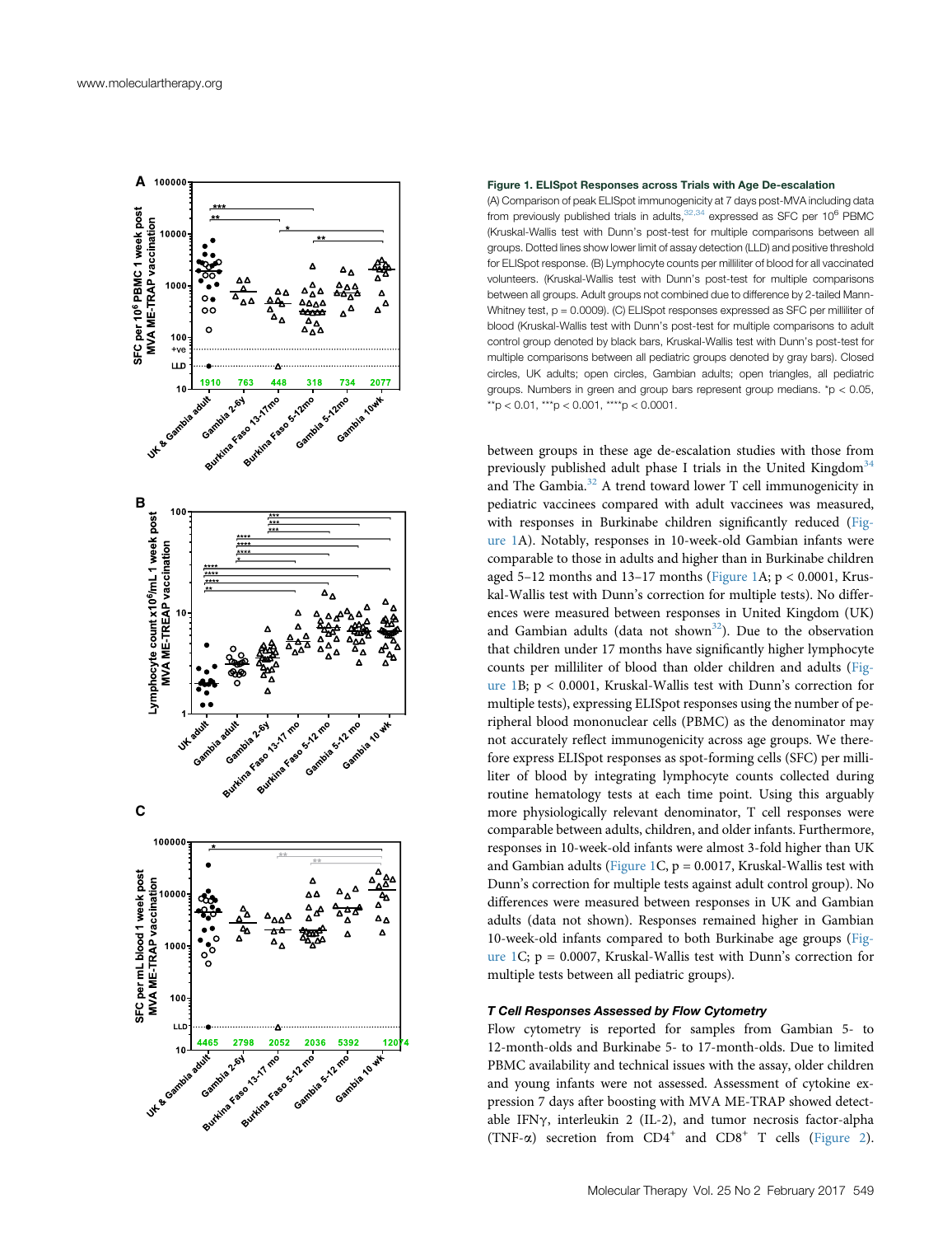**Figure 1. ELISpot Responses across Trials with Age De-escalation**

(A) Comparison of peak ELISpot immunogenicity at 7 days post-MVA including data from previously published trials in adults,[32,34] expressed as SFC per $10^6$ PBMC (Kruskal-Wallis test with Dunn's post-test for multiple comparisons between all groups. Dotted lines show lower limit of assay detection (LLD) and positive threshold for ELISpot response. (B) Lymphocyte counts per milliliter of blood for all vaccinated volunteers. (Kruskal-Wallis test with Dunn's post-test for multiple comparisons between all groups. Adult groups not combined due to difference by 2-tailed Mann-Whitney test, p = 0.0009). (C) ELISpot responses expressed as SFC per milliliter of blood (Kruskal-Wallis test with Dunn's post-test for multiple comparisons to adult control group denoted by black bars, Kruskal-Wallis test with Dunn's post-test for multiple comparisons between all pediatric groups denoted by gray bars). Closed circles, UK adults; open circles, Gambian adults; open triangles, all pediatric groups. Numbers in green and group bars represent group medians. *p < 0.05, **p < 0.01, ***p < 0.001, ****p < 0.0001.

between groups in these age de-escalation studies with those from previously published adult phase I trials in the United Kingdom[34] and The Gambia.[32] A trend toward lower T cell immunogenicity in pediatric vaccinees compared with adult vaccinees was measured, with responses in Burkinabe children significantly reduced (Figure 1A). Notably, responses in 10-week-old Gambian infants were comparable to those in adults and higher than in Burkinabe children aged 5–12 months and 13–17 months (Figure 1A; p < 0.0001, Kruskal-Wallis test with Dunn's correction for multiple tests). No differences were measured between responses in United Kingdom (UK) and Gambian adults (data not shown[32]). Due to the observation that children under 17 months have significantly higher lymphocyte counts per milliliter of blood than older children and adults (Figure 1B; p < 0.0001, Kruskal-Wallis test with Dunn's correction for multiple tests), expressing ELISpot responses using the number of peripheral blood mononuclear cells (PBMC) as the denominator may not accurately reflect immunogenicity across age groups. We therefore express ELISpot responses as spot-forming cells (SFC) per milliliter of blood by integrating lymphocyte counts collected during routine hematology tests at each time point. Using this arguably more physiologically relevant denominator, T cell responses were comparable between adults, children, and older infants. Furthermore, responses in 10-week-old infants were almost 3-fold higher than UK and Gambian adults (Figure 1C, p = 0.0017, Kruskal-Wallis test with Dunn's correction for multiple tests against adult control group). No differences were measured between responses in UK and Gambian adults (data not shown). Responses remained higher in Gambian 10-week-old infants compared to both Burkinabe age groups (Figure 1C; p = 0.0007, Kruskal-Wallis test with Dunn's correction for multiple tests between all pediatric groups).

### T Cell Responses Assessed by Flow Cytometry

Flow cytometry is reported for samples from Gambian 5- to 12-month-olds and Burkinabe 5- to 17-month-olds. Due to limited PBMC availability and technical issues with the assay, older children and young infants were not assessed. Assessment of cytokine expression 7 days after boosting with MVA ME-TRAP showed detectable IFN$\gamma$, interleukin 2 (IL-2), and tumor necrosis factor-alpha (TNF-$\alpha$) secretion from $CD4^+$ and $CD8^+$ T cells (Figure 2).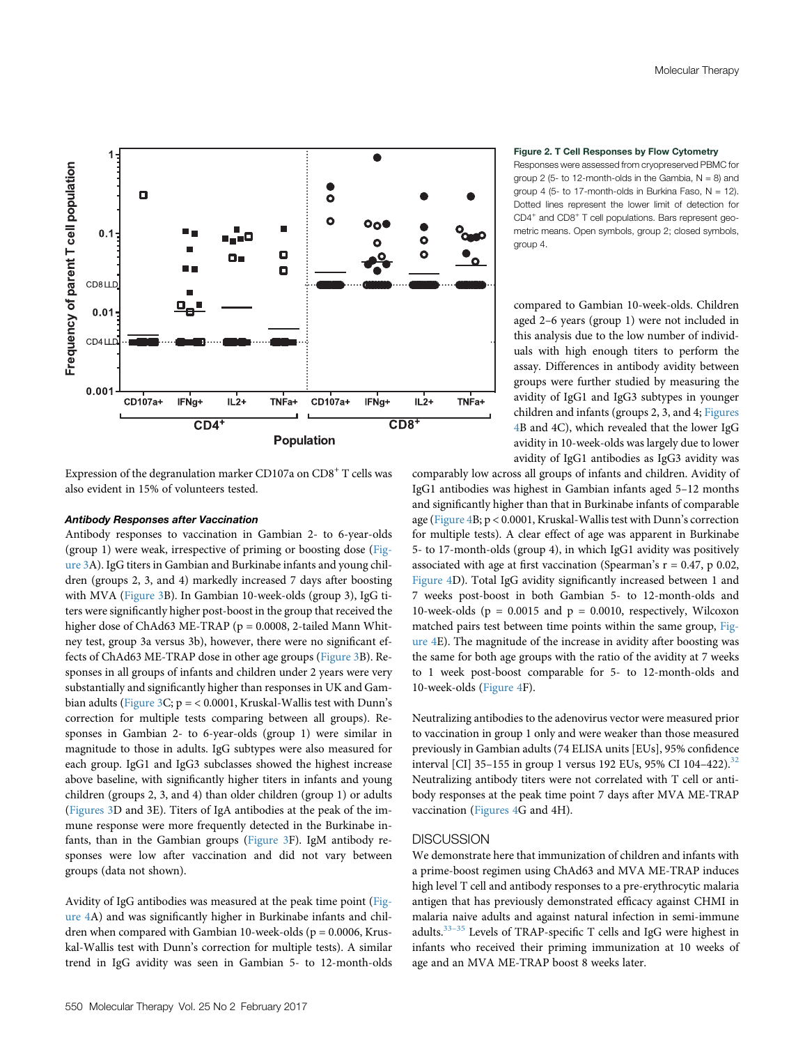**Figure 2. T Cell Responses by Flow Cytometry**

Responses were assessed from cryopreserved PBMC for group 2 (5- to 12-month-olds in the Gambia, N = 8) and group 4 (5- to 17-month-olds in Burkina Faso, N = 12). Dotted lines represent the lower limit of detection for $CD4^+$ and $CD8^+$ T cell populations. Bars represent geometric means. Open symbols, group 2; closed symbols, group 4.

Expression of the degranulation marker CD107a on $CD8^+$ T cells was also evident in 15% of volunteers tested.

### *Antibody Responses after Vaccination*

Antibody responses to vaccination in Gambian 2- to 6-year-olds (group 1) were weak, irrespective of priming or boosting dose (Figure 3A). IgG titers in Gambian and Burkinabe infants and young children (groups 2, 3, and 4) markedly increased 7 days after boosting with MVA (Figure 3B). In Gambian 10-week-olds (group 3), IgG titers were significantly higher post-boost in the group that received the higher dose of ChAd63 ME-TRAP (p = 0.0008, 2-tailed Mann Whitney test, group 3a versus 3b), however, there were no significant effects of ChAd63 ME-TRAP dose in other age groups (Figure 3B). Responses in all groups of infants and children under 2 years were very substantially and significantly higher than responses in UK and Gambian adults (Figure 3C; p = < 0.0001, Kruskal-Wallis test with Dunn's correction for multiple tests comparing between all groups). Responses in Gambian 2- to 6-year-olds (group 1) were similar in magnitude to those in adults. IgG subtypes were also measured for each group. IgG1 and IgG3 subclasses showed the highest increase above baseline, with significantly higher titers in infants and young children (groups 2, 3, and 4) than older children (group 1) or adults (Figures 3D and 3E). Titers of IgA antibodies at the peak of the immune response were more frequently detected in the Burkinabe infants, than in the Gambian groups (Figure 3F). IgM antibody responses were low after vaccination and did not vary between groups (data not shown).

Avidity of IgG antibodies was measured at the peak time point (Figure 4A) and was significantly higher in Burkinabe infants and children when compared with Gambian 10-week-olds (p = 0.0006, Kruskal-Wallis test with Dunn's correction for multiple tests). A similar trend in IgG avidity was seen in Gambian 5- to 12-month-olds compared to Gambian 10-week-olds. Children aged 2–6 years (group 1) were not included in this analysis due to the low number of individuals with high enough titers to perform the assay. Differences in antibody avidity between groups were further studied by measuring the avidity of IgG1 and IgG3 subtypes in younger children and infants (groups 2, 3, and 4; Figures 4B and 4C), which revealed that the lower IgG avidity in 10-week-olds was largely due to lower avidity of IgG1 antibodies as IgG3 avidity was comparably low across all groups of infants and children. Avidity of IgG1 antibodies was highest in Gambian infants aged 5–12 months and significantly higher than that in Burkinabe infants of comparable age (Figure 4B; p < 0.0001, Kruskal-Wallis test with Dunn's correction for multiple tests). A clear effect of age was apparent in Burkinabe 5- to 17-month-olds (group 4), in which IgG1 avidity was positively associated with age at first vaccination (Spearman's r = 0.47, p 0.02, Figure 4D). Total IgG avidity significantly increased between 1 and 7 weeks post-boost in both Gambian 5- to 12-month-olds and 10-week-olds (p = 0.0015 and p = 0.0010, respectively, Wilcoxon matched pairs test between time points within the same group, Figure 4E). The magnitude of the increase in avidity after boosting was the same for both age groups with the ratio of the avidity at 7 weeks to 1 week post-boost comparable for 5- to 12-month-olds and 10-week-olds (Figure 4F).

Neutralizing antibodies to the adenovirus vector were measured prior to vaccination in group 1 only and were weaker than those measured previously in Gambian adults (74 ELISA units [EUs], 95% confidence interval [CI] 35–155 in group 1 versus 192 EUs, 95% CI 104–422).[32] Neutralizing antibody titers were not correlated with T cell or antibody responses at the peak time point 7 days after MVA ME-TRAP vaccination (Figures 4G and 4H).

## DISCUSSION

We demonstrate here that immunization of children and infants with a prime-boost regimen using ChAd63 and MVA ME-TRAP induces high level T cell and antibody responses to a pre-erythrocytic malaria antigen that has previously demonstrated efficacy against CHMI in malaria naive adults and against natural infection in semi-immune adults.[33–35] Levels of TRAP-specific T cells and IgG were highest in infants who received their priming immunization at 10 weeks of age and an MVA ME-TRAP boost 8 weeks later.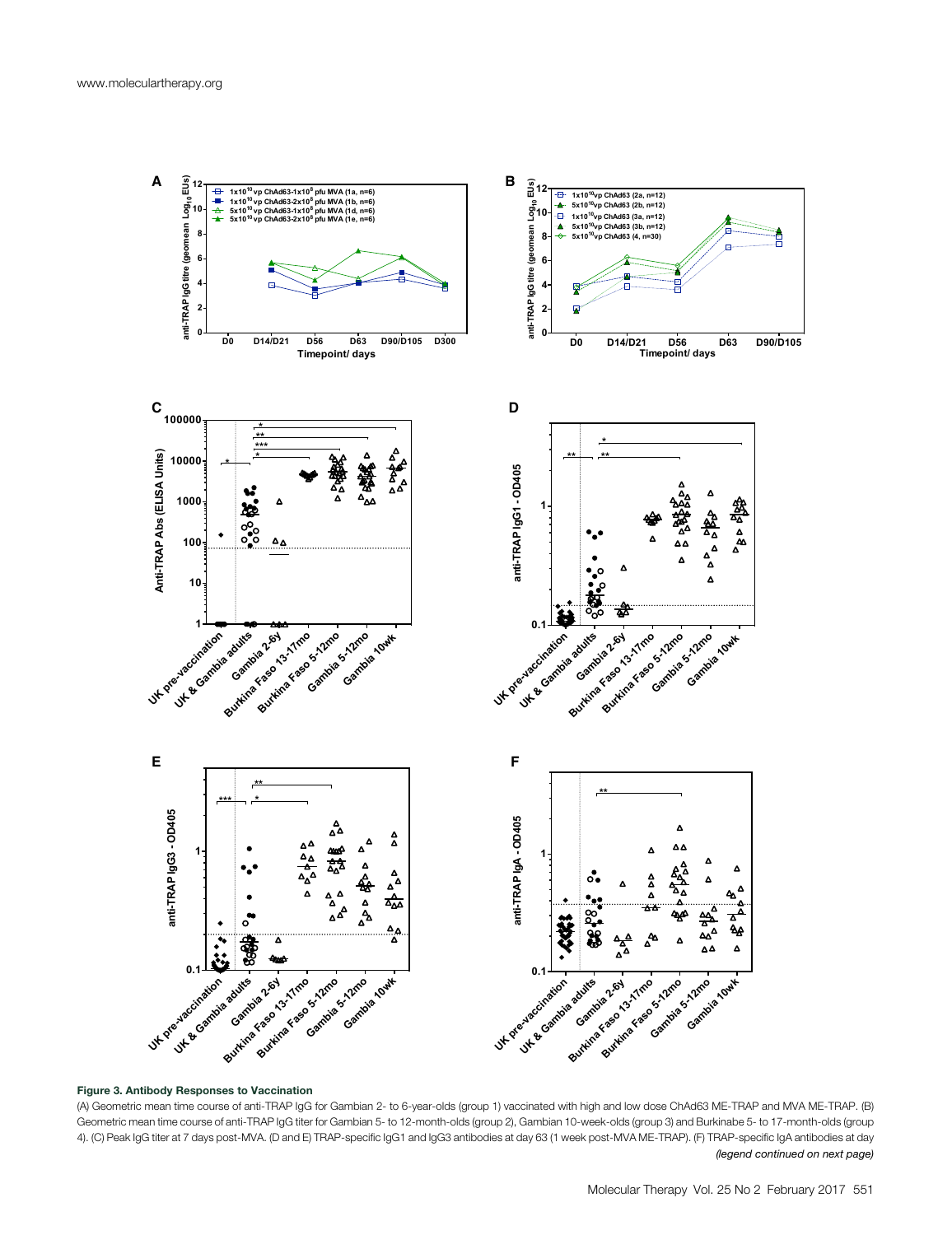**Figure 3. Antibody Responses to Vaccination**

(A) Geometric mean time course of anti-TRAP IgG for Gambian 2- to 6-year-olds (group 1) vaccinated with high and low dose ChAd63 ME-TRAP and MVA ME-TRAP. (B) Geometric mean time course of anti-TRAP IgG titer for Gambian 5- to 12-month-olds (group 2), Gambian 10-week-olds (group 3) and Burkinabe 5- to 17-month-olds (group 4). (C) Peak IgG titer at 7 days post-MVA. (D and E) TRAP-specific IgG1 and IgG3 antibodies at day 63 (1 week post-MVA ME-TRAP). (F) TRAP-specific IgA antibodies at day

*(legend continued on next page)*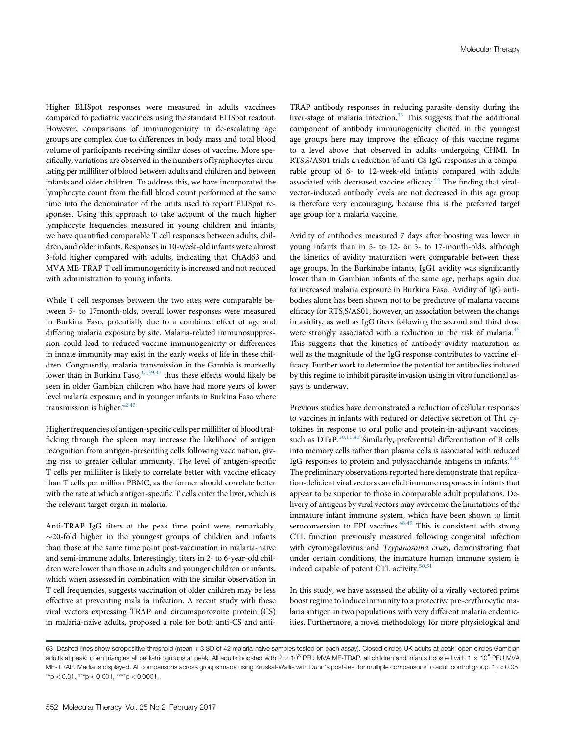Higher ELISpot responses were measured in adults vaccinees compared to pediatric vaccinees using the standard ELISpot readout. However, comparisons of immunogenicity in de-escalating age groups are complex due to differences in body mass and total blood volume of participants receiving similar doses of vaccine. More specifically, variations are observed in the numbers of lymphocytes circulating per milliliter of blood between adults and children and between infants and older children. To address this, we have incorporated the lymphocyte count from the full blood count performed at the same time into the denominator of the units used to report ELISpot responses. Using this approach to take account of the much higher lymphocyte frequencies measured in young children and infants, we have quantified comparable T cell responses between adults, children, and older infants. Responses in 10-week-old infants were almost 3-fold higher compared with adults, indicating that ChAd63 and MVA ME-TRAP T cell immunogenicity is increased and not reduced with administration to young infants.

While T cell responses between the two sites were comparable between 5- to 17month-olds, overall lower responses were measured in Burkina Faso, potentially due to a combined effect of age and differing malaria exposure by site. Malaria-related immunosuppression could lead to reduced vaccine immunogenicity or differences in innate immunity may exist in the early weeks of life in these children. Congruently, malaria transmission in the Gambia is markedly lower than in Burkina Faso,[37,39,41] thus these effects would likely be seen in older Gambian children who have had more years of lower level malaria exposure; and in younger infants in Burkina Faso where transmission is higher.[42,43]

Higher frequencies of antigen-specific cells per milliliter of blood trafficking through the spleen may increase the likelihood of antigen recognition from antigen-presenting cells following vaccination, giving rise to greater cellular immunity. The level of antigen-specific T cells per milliliter is likely to correlate better with vaccine efficacy than T cells per million PBMC, as the former should correlate better with the rate at which antigen-specific T cells enter the liver, which is the relevant target organ in malaria.

Anti-TRAP IgG titers at the peak time point were, remarkably, ~20-fold higher in the youngest groups of children and infants than those at the same time point post-vaccination in malaria-naive and semi-immune adults. Interestingly, titers in 2- to 6-year-old children were lower than those in adults and younger children or infants, which when assessed in combination with the similar observation in T cell frequencies, suggests vaccination of older children may be less effective at preventing malaria infection. A recent study with these viral vectors expressing TRAP and circumsporozoite protein (CS) in malaria-naive adults, proposed a role for both anti-CS and anti-TRAP antibody responses in reducing parasite density during the liver-stage of malaria infection.[33] This suggests that the additional component of antibody immunogenicity elicited in the youngest age groups here may improve the efficacy of this vaccine regime to a level above that observed in adults undergoing CHMI. In RTS,S/AS01 trials a reduction of anti-CS IgG responses in a comparable group of 6- to 12-week-old infants compared with adults associated with decreased vaccine efficacy.[44] The finding that viral-vector-induced antibody levels are not decreased in this age group is therefore very encouraging, because this is the preferred target age group for a malaria vaccine.

Avidity of antibodies measured 7 days after boosting was lower in young infants than in 5- to 12- or 5- to 17-month-olds, although the kinetics of avidity maturation were comparable between these age groups. In the Burkinabe infants, IgG1 avidity was significantly lower than in Gambian infants of the same age, perhaps again due to increased malaria exposure in Burkina Faso. Avidity of IgG antibodies alone has been shown not to be predictive of malaria vaccine efficacy for RTS,S/AS01, however, an association between the change in avidity, as well as IgG titers following the second and third dose were strongly associated with a reduction in the risk of malaria.[45] This suggests that the kinetics of antibody avidity maturation as well as the magnitude of the IgG response contributes to vaccine efficacy. Further work to determine the potential for antibodies induced by this regime to inhibit parasite invasion using in vitro functional assays is underway.

Previous studies have demonstrated a reduction of cellular responses to vaccines in infants with reduced or defective secretion of Th1 cytokines in response to oral polio and protein-in-adjuvant vaccines, such as DTaP.[10,11,46] Similarly, preferential differentiation of B cells into memory cells rather than plasma cells is associated with reduced IgG responses to protein and polysaccharide antigens in infants.[8,47] The preliminary observations reported here demonstrate that replication-deficient viral vectors can elicit immune responses in infants that appear to be superior to those in comparable adult populations. Delivery of antigens by viral vectors may overcome the limitations of the immature infant immune system, which have been shown to limit seroconversion to EPI vaccines.[48,49] This is consistent with strong CTL function previously measured following congenital infection with cytomegalovirus and *Trypanosoma cruzi*, demonstrating that under certain conditions, the immature human immune system is indeed capable of potent CTL activity.[50,51]

In this study, we have assessed the ability of a virally vectored prime boost regime to induce immunity to a protective pre-erythrocytic malaria antigen in two populations with very different malaria endemicities. Furthermore, a novel methodology for more physiological and

63. Dashed lines show seropositive threshold (mean + 3 SD of 42 malaria-naive samples tested on each assay). Closed circles UK adults at peak; open circles Gambian adults at peak; open triangles all pediatric groups at peak. All adults boosted with $2 \times 10^8$ PFU MVA ME-TRAP, all children and infants boosted with $1 \times 10^8$ PFU MVA ME-TRAP. Medians displayed. All comparisons across groups made using Kruskal-Wallis with Dunn's post-test for multiple comparisons to adult control group. \*$p < 0.05$. \*\*$p < 0.01$, \*\*\*$p < 0.001$, \*\*\*\*$p < 0.0001$.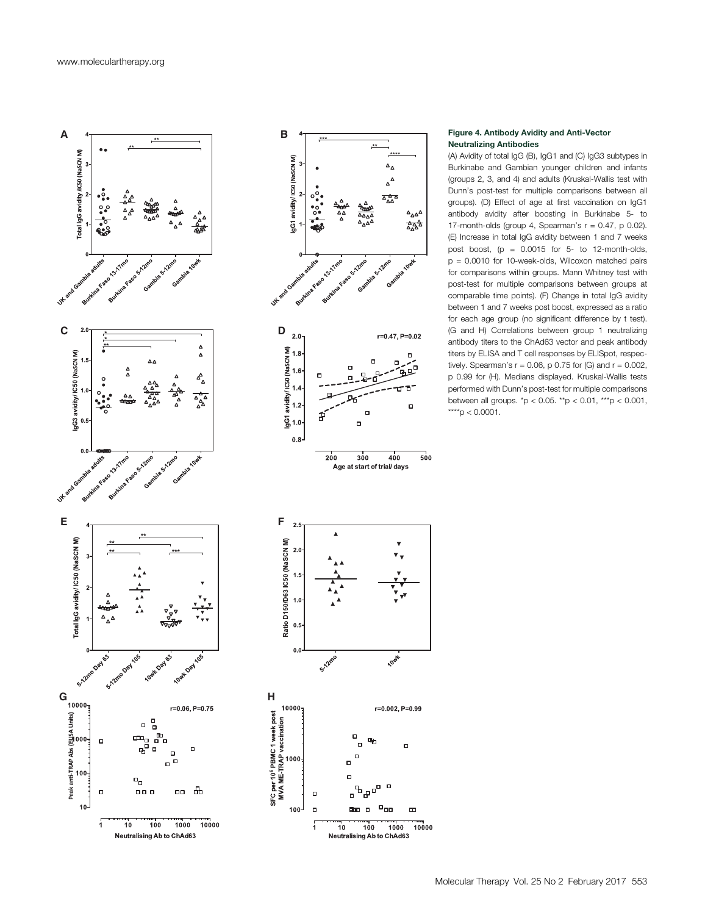**Figure 4. Antibody Avidity and Anti-Vector Neutralizing Antibodies**

(A) Avidity of total IgG (B), IgG1 and (C) IgG3 subtypes in Burkinabe and Gambian younger children and infants (groups 2, 3, and 4) and adults (Kruskal-Wallis test with Dunn's post-test for multiple comparisons between all groups). (D) Effect of age at first vaccination on IgG1 antibody avidity after boosting in Burkinabe 5- to 17-month-olds (group 4, Spearman's $r = 0.47$, $p$ 0.02). (E) Increase in total IgG avidity between 1 and 7 weeks post boost, ($p = 0.0015$ for 5- to 12-month-olds, $p = 0.0010$ for 10-week-olds, Wilcoxon matched pairs for comparisons within groups. Mann Whitney test with post-test for multiple comparisons between groups at comparable time points). (F) Change in total IgG avidity between 1 and 7 weeks post boost, expressed as a ratio for each age group (no significant difference by t test). (G and H) Correlations between group 1 neutralizing antibody titers to the ChAd63 vector and peak antibody titers by ELISA and T cell responses by ELISpot, respectively. Spearman's $r = 0.06$, $p$ 0.75 for (G) and $r = 0.002$, $p$ 0.99 for (H). Medians displayed. Kruskal-Wallis tests performed with Dunn's post-test for multiple comparisons between all groups. $*p < 0.05$. $**p < 0.01$, $***p < 0.001$, $****p < 0.0001$.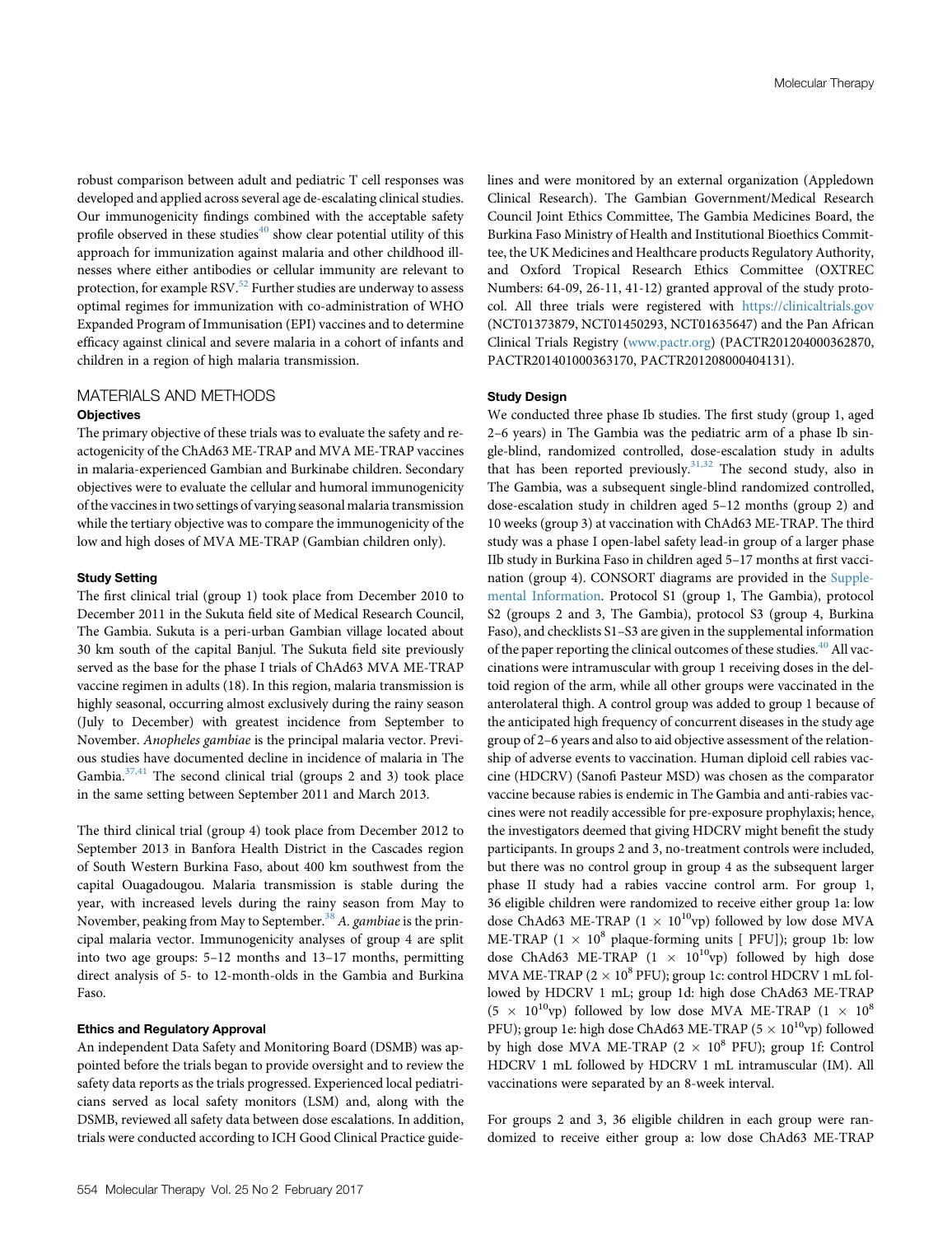robust comparison between adult and pediatric T cell responses was developed and applied across several age de-escalating clinical studies. Our immunogenicity findings combined with the acceptable safety profile observed in these studies[40] show clear potential utility of this approach for immunization against malaria and other childhood illnesses where either antibodies or cellular immunity are relevant to protection, for example RSV.[52] Further studies are underway to assess optimal regimes for immunization with co-administration of WHO Expanded Program of Immunisation (EPI) vaccines and to determine efficacy against clinical and severe malaria in a cohort of infants and children in a region of high malaria transmission.

## MATERIALS AND METHODS

### Objectives

The primary objective of these trials was to evaluate the safety and reactogenicity of the ChAd63 ME-TRAP and MVA ME-TRAP vaccines in malaria-experienced Gambian and Burkinabe children. Secondary objectives were to evaluate the cellular and humoral immunogenicity of the vaccines in two settings of varying seasonal malaria transmission while the tertiary objective was to compare the immunogenicity of the low and high doses of MVA ME-TRAP (Gambian children only).

### Study Setting

The first clinical trial (group 1) took place from December 2010 to December 2011 in the Sukuta field site of Medical Research Council, The Gambia. Sukuta is a peri-urban Gambian village located about 30 km south of the capital Banjul. The Sukuta field site previously served as the base for the phase I trials of ChAd63 MVA ME-TRAP vaccine regimen in adults (18). In this region, malaria transmission is highly seasonal, occurring almost exclusively during the rainy season (July to December) with greatest incidence from September to November. *Anopheles gambiae* is the principal malaria vector. Previous studies have documented decline in incidence of malaria in The Gambia.[37,41] The second clinical trial (groups 2 and 3) took place in the same setting between September 2011 and March 2013.

The third clinical trial (group 4) took place from December 2012 to September 2013 in Banfora Health District in the Cascades region of South Western Burkina Faso, about 400 km southwest from the capital Ouagadougou. Malaria transmission is stable during the year, with increased levels during the rainy season from May to November, peaking from May to September.[38] *A. gambiae* is the principal malaria vector. Immunogenicity analyses of group 4 are split into two age groups: 5–12 months and 13–17 months, permitting direct analysis of 5- to 12-month-olds in the Gambia and Burkina Faso.

### Ethics and Regulatory Approval

An independent Data Safety and Monitoring Board (DSMB) was appointed before the trials began to provide oversight and to review the safety data reports as the trials progressed. Experienced local pediatricians served as local safety monitors (LSM) and, along with the DSMB, reviewed all safety data between dose escalations. In addition, trials were conducted according to ICH Good Clinical Practice guidelines and were monitored by an external organization (Appledown Clinical Research). The Gambian Government/Medical Research Council Joint Ethics Committee, The Gambia Medicines Board, the Burkina Faso Ministry of Health and Institutional Bioethics Committee, the UK Medicines and Healthcare products Regulatory Authority, and Oxford Tropical Research Ethics Committee (OXTREC Numbers: 64-09, 26-11, 41-12) granted approval of the study protocol. All three trials were registered with https://clinicaltrials.gov (NCT01373879, NCT01450293, NCT01635647) and the Pan African Clinical Trials Registry (www.pactr.org) (PACTR201204000362870, PACTR201401000363170, PACTR201208000404131).

### Study Design

We conducted three phase Ib studies. The first study (group 1, aged 2–6 years) in The Gambia was the pediatric arm of a phase Ib single-blind, randomized controlled, dose-escalation study in adults that has been reported previously.[31,32] The second study, also in The Gambia, was a subsequent single-blind randomized controlled, dose-escalation study in children aged 5–12 months (group 2) and 10 weeks (group 3) at vaccination with ChAd63 ME-TRAP. The third study was a phase I open-label safety lead-in group of a larger phase IIb study in Burkina Faso in children aged 5–17 months at first vaccination (group 4). CONSORT diagrams are provided in the Supplemental Information. Protocol S1 (group 1, The Gambia), protocol S2 (groups 2 and 3, The Gambia), protocol S3 (group 4, Burkina Faso), and checklists S1–S3 are given in the supplemental information of the paper reporting the clinical outcomes of these studies.[40] All vaccinations were intramuscular with group 1 receiving doses in the deltoid region of the arm, while all other groups were vaccinated in the anterolateral thigh. A control group was added to group 1 because of the anticipated high frequency of concurrent diseases in the study age group of 2–6 years and also to aid objective assessment of the relationship of adverse events to vaccination. Human diploid cell rabies vaccine (HDCRV) (Sanofi Pasteur MSD) was chosen as the comparator vaccine because rabies is endemic in The Gambia and anti-rabies vaccines were not readily accessible for pre-exposure prophylaxis; hence, the investigators deemed that giving HDCRV might benefit the study participants. In groups 2 and 3, no-treatment controls were included, but there was no control group in group 4 as the subsequent larger phase II study had a rabies vaccine control arm. For group 1, 36 eligible children were randomized to receive either group 1a: low dose ChAd63 ME-TRAP ($1 \times 10^{10}$vp) followed by low dose MVA ME-TRAP ($1 \times 10^{8}$ plaque-forming units [ PFU]); group 1b: low dose ChAd63 ME-TRAP ($1 \times 10^{10}$vp) followed by high dose MVA ME-TRAP ($2 \times 10^{8}$ PFU); group 1c: control HDCRV 1 mL followed by HDCRV 1 mL; group 1d: high dose ChAd63 ME-TRAP ($5 \times 10^{10}$vp) followed by low dose MVA ME-TRAP ($1 \times 10^{8}$ PFU); group 1e: high dose ChAd63 ME-TRAP ($5 \times 10^{10}$vp) followed by high dose MVA ME-TRAP ($2 \times 10^{8}$ PFU); group 1f: Control HDCRV 1 mL followed by HDCRV 1 mL intramuscular (IM). All vaccinations were separated by an 8-week interval.

For groups 2 and 3, 36 eligible children in each group were randomized to receive either group a: low dose ChAd63 ME-TRAP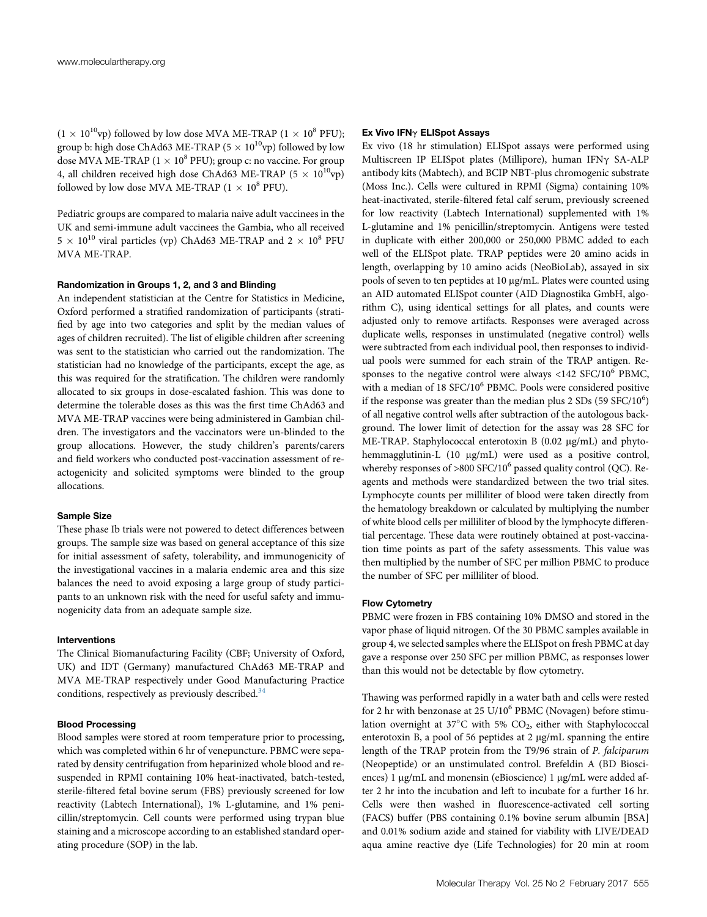($1 \times 10^{10}$vp) followed by low dose MVA ME-TRAP ($1 \times 10^{8}$ PFU); group b: high dose ChAd63 ME-TRAP ($5 \times 10^{10}$vp) followed by low dose MVA ME-TRAP ($1 \times 10^{8}$ PFU); group c: no vaccine. For group 4, all children received high dose ChAd63 ME-TRAP ($5 \times 10^{10}$vp) followed by low dose MVA ME-TRAP ($1 \times 10^{8}$ PFU).

Pediatric groups are compared to malaria naive adult vaccinees in the UK and semi-immune adult vaccinees the Gambia, who all received $5 \times 10^{10}$ viral particles (vp) ChAd63 ME-TRAP and $2 \times 10^{8}$ PFU MVA ME-TRAP.

#### Randomization in Groups 1, 2, and 3 and Blinding

An independent statistician at the Centre for Statistics in Medicine, Oxford performed a stratified randomization of participants (stratified by age into two categories and split by the median values of ages of children recruited). The list of eligible children after screening was sent to the statistician who carried out the randomization. The statistician had no knowledge of the participants, except the age, as this was required for the stratification. The children were randomly allocated to six groups in dose-escalated fashion. This was done to determine the tolerable doses as this was the first time ChAd63 and MVA ME-TRAP vaccines were being administered in Gambian children. The investigators and the vaccinators were un-blinded to the group allocations. However, the study children's parents/carers and field workers who conducted post-vaccination assessment of reactogenicity and solicited symptoms were blinded to the group allocations.

#### Sample Size

These phase Ib trials were not powered to detect differences between groups. The sample size was based on general acceptance of this size for initial assessment of safety, tolerability, and immunogenicity of the investigational vaccines in a malaria endemic area and this size balances the need to avoid exposing a large group of study participants to an unknown risk with the need for useful safety and immunogenicity data from an adequate sample size.

#### Interventions

The Clinical Biomanufacturing Facility (CBF; University of Oxford, UK) and IDT (Germany) manufactured ChAd63 ME-TRAP and MVA ME-TRAP respectively under Good Manufacturing Practice conditions, respectively as previously described.[34]

#### Blood Processing

Blood samples were stored at room temperature prior to processing, which was completed within 6 hr of venepuncture. PBMC were separated by density centrifugation from heparinized whole blood and resuspended in RPMI containing 10% heat-inactivated, batch-tested, sterile-filtered fetal bovine serum (FBS) previously screened for low reactivity (Labtech International), 1% L-glutamine, and 1% penicillin/streptomycin. Cell counts were performed using trypan blue staining and a microscope according to an established standard operating procedure (SOP) in the lab.

#### Ex Vivo IFNγ ELISpot Assays

Ex vivo (18 hr stimulation) ELISpot assays were performed using Multiscreen IP ELISpot plates (Millipore), human IFNγ SA-ALP antibody kits (Mabtech), and BCIP NBT-plus chromogenic substrate (Moss Inc.). Cells were cultured in RPMI (Sigma) containing 10% heat-inactivated, sterile-filtered fetal calf serum, previously screened for low reactivity (Labtech International) supplemented with 1% L-glutamine and 1% penicillin/streptomycin. Antigens were tested in duplicate with either 200,000 or 250,000 PBMC added to each well of the ELISpot plate. TRAP peptides were 20 amino acids in length, overlapping by 10 amino acids (NeoBioLab), assayed in six pools of seven to ten peptides at 10 μg/mL. Plates were counted using an AID automated ELISpot counter (AID Diagnostika GmbH, algorithm C), using identical settings for all plates, and counts were adjusted only to remove artifacts. Responses were averaged across duplicate wells, responses in unstimulated (negative control) wells were subtracted from each individual pool, then responses to individual pools were summed for each strain of the TRAP antigen. Responses to the negative control were always <142 SFC/$10^{6}$ PBMC, with a median of 18 SFC/$10^{6}$ PBMC. Pools were considered positive if the response was greater than the median plus 2 SDs (59 SFC/$10^{6}$) of all negative control wells after subtraction of the autologous background. The lower limit of detection for the assay was 28 SFC for ME-TRAP. Staphylococcal enterotoxin B (0.02 μg/mL) and phytohemmagglutinin-L (10 μg/mL) were used as a positive control, whereby responses of >800 SFC/$10^{6}$ passed quality control (QC). Reagents and methods were standardized between the two trial sites. Lymphocyte counts per milliliter of blood were taken directly from the hematology breakdown or calculated by multiplying the number of white blood cells per milliliter of blood by the lymphocyte differential percentage. These data were routinely obtained at post-vaccination time points as part of the safety assessments. This value was then multiplied by the number of SFC per million PBMC to produce the number of SFC per milliliter of blood.

#### Flow Cytometry

PBMC were frozen in FBS containing 10% DMSO and stored in the vapor phase of liquid nitrogen. Of the 30 PBMC samples available in group 4, we selected samples where the ELISpot on fresh PBMC at day gave a response over 250 SFC per million PBMC, as responses lower than this would not be detectable by flow cytometry.

Thawing was performed rapidly in a water bath and cells were rested for 2 hr with benzonase at 25 U/$10^{6}$ PBMC (Novagen) before stimulation overnight at 37°C with 5% $CO_2$, either with Staphylococcal enterotoxin B, a pool of 56 peptides at 2 μg/mL spanning the entire length of the TRAP protein from the T9/96 strain of *P. falciparum* (Neopeptide) or an unstimulated control. Brefeldin A (BD Biosciences) 1 μg/mL and monensin (eBioscience) 1 μg/mL were added after 2 hr into the incubation and left to incubate for a further 16 hr. Cells were then washed in fluorescence-activated cell sorting (FACS) buffer (PBS containing 0.1% bovine serum albumin [BSA] and 0.01% sodium azide and stained for viability with LIVE/DEAD aqua amine reactive dye (Life Technologies) for 20 min at room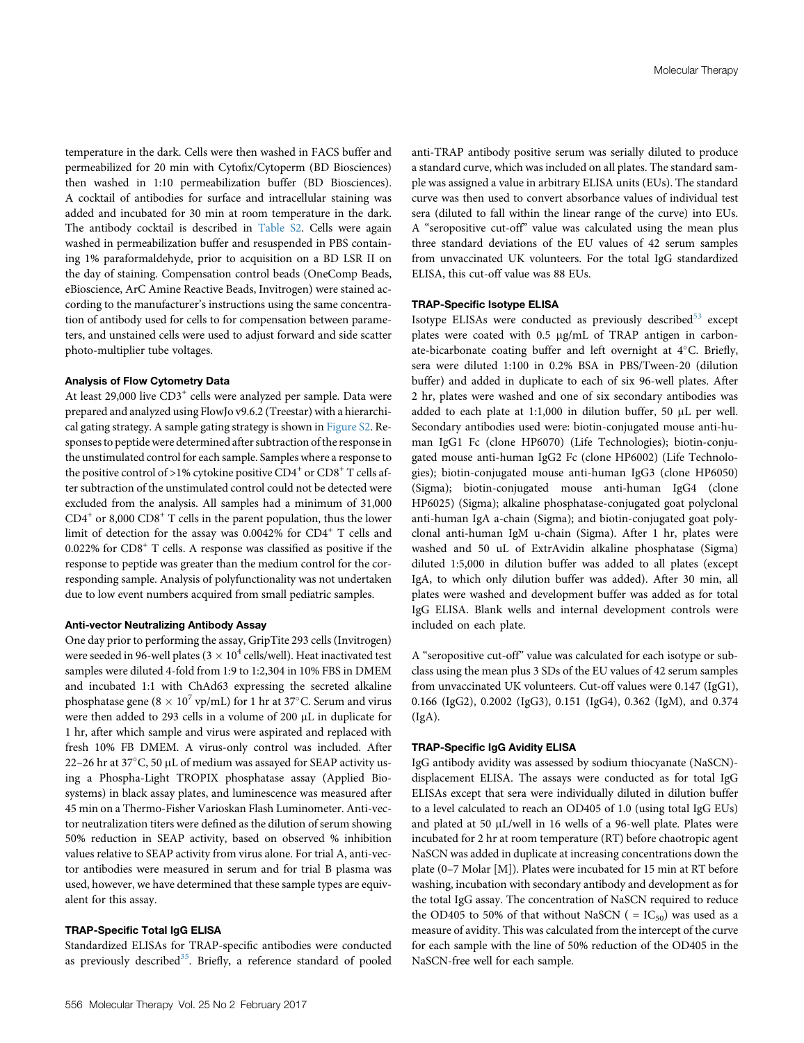temperature in the dark. Cells were then washed in FACS buffer and permeabilized for 20 min with Cytofix/Cytoperm (BD Biosciences) then washed in 1:10 permeabilization buffer (BD Biosciences). A cocktail of antibodies for surface and intracellular staining was added and incubated for 30 min at room temperature in the dark. The antibody cocktail is described in Table S2. Cells were again washed in permeabilization buffer and resuspended in PBS containing 1% paraformaldehyde, prior to acquisition on a BD LSR II on the day of staining. Compensation control beads (OneComp Beads, eBioscience, ArC Amine Reactive Beads, Invitrogen) were stained according to the manufacturer's instructions using the same concentration of antibody used for cells to for compensation between parameters, and unstained cells were used to adjust forward and side scatter photo-multiplier tube voltages.

#### Analysis of Flow Cytometry Data

At least 29,000 live $CD3^+$ cells were analyzed per sample. Data were prepared and analyzed using FlowJo v9.6.2 (Treestar) with a hierarchical gating strategy. A sample gating strategy is shown in Figure S2. Responses to peptide were determined after subtraction of the response in the unstimulated control for each sample. Samples where a response to the positive control of >1% cytokine positive $CD4^+$ or $CD8^+$ T cells after subtraction of the unstimulated control could not be detected were excluded from the analysis. All samples had a minimum of 31,000 $CD4^+$ or 8,000 $CD8^+$ T cells in the parent population, thus the lower limit of detection for the assay was 0.0042% for $CD4^+$ T cells and 0.022% for $CD8^+$ T cells. A response was classified as positive if the response to peptide was greater than the medium control for the corresponding sample. Analysis of polyfunctionality was not undertaken due to low event numbers acquired from small pediatric samples.

#### Anti-vector Neutralizing Antibody Assay

One day prior to performing the assay, GripTite 293 cells (Invitrogen) were seeded in 96-well plates ($3 \times 10^4$ cells/well). Heat inactivated test samples were diluted 4-fold from 1:9 to 1:2,304 in 10% FBS in DMEM and incubated 1:1 with ChAd63 expressing the secreted alkaline phosphatase gene ($8 \times 10^7$ vp/mL) for 1 hr at 37°C. Serum and virus were then added to 293 cells in a volume of 200 μL in duplicate for 1 hr, after which sample and virus were aspirated and replaced with fresh 10% FB DMEM. A virus-only control was included. After 22–26 hr at 37°C, 50 μL of medium was assayed for SEAP activity using a Phospha-Light TROPIX phosphatase assay (Applied Biosystems) in black assay plates, and luminescence was measured after 45 min on a Thermo-Fisher Varioskan Flash Luminometer. Anti-vector neutralization titers were defined as the dilution of serum showing 50% reduction in SEAP activity, based on observed % inhibition values relative to SEAP activity from virus alone. For trial A, anti-vector antibodies were measured in serum and for trial B plasma was used, however, we have determined that these sample types are equivalent for this assay.

#### TRAP-Specific Total IgG ELISA

Standardized ELISAs for TRAP-specific antibodies were conducted as previously described[35]. Briefly, a reference standard of pooled anti-TRAP antibody positive serum was serially diluted to produce a standard curve, which was included on all plates. The standard sample was assigned a value in arbitrary ELISA units (EUs). The standard curve was then used to convert absorbance values of individual test sera (diluted to fall within the linear range of the curve) into EUs. A "seropositive cut-off" value was calculated using the mean plus three standard deviations of the EU values of 42 serum samples from unvaccinated UK volunteers. For the total IgG standardized ELISA, this cut-off value was 88 EUs.

#### TRAP-Specific Isotype ELISA

Isotype ELISAs were conducted as previously described[53] except plates were coated with 0.5 μg/mL of TRAP antigen in carbonate-bicarbonate coating buffer and left overnight at 4°C. Briefly, sera were diluted 1:100 in 0.2% BSA in PBS/Tween-20 (dilution buffer) and added in duplicate to each of six 96-well plates. After 2 hr, plates were washed and one of six secondary antibodies was added to each plate at 1:1,000 in dilution buffer, 50 μL per well. Secondary antibodies used were: biotin-conjugated mouse anti-human IgG1 Fc (clone HP6070) (Life Technologies); biotin-conjugated mouse anti-human IgG2 Fc (clone HP6002) (Life Technologies); biotin-conjugated mouse anti-human IgG3 (clone HP6050) (Sigma); biotin-conjugated mouse anti-human IgG4 (clone HP6025) (Sigma); alkaline phosphatase-conjugated goat polyclonal anti-human IgA a-chain (Sigma); and biotin-conjugated goat polyclonal anti-human IgM u-chain (Sigma). After 1 hr, plates were washed and 50 uL of ExtrAvidin alkaline phosphatase (Sigma) diluted 1:5,000 in dilution buffer was added to all plates (except IgA, to which only dilution buffer was added). After 30 min, all plates were washed and development buffer was added as for total IgG ELISA. Blank wells and internal development controls were included on each plate.

A "seropositive cut-off" value was calculated for each isotype or subclass using the mean plus 3 SDs of the EU values of 42 serum samples from unvaccinated UK volunteers. Cut-off values were 0.147 (IgG1), 0.166 (IgG2), 0.2002 (IgG3), 0.151 (IgG4), 0.362 (IgM), and 0.374 (IgA).

#### TRAP-Specific IgG Avidity ELISA

IgG antibody avidity was assessed by sodium thiocyanate (NaSCN)-displacement ELISA. The assays were conducted as for total IgG ELISAs except that sera were individually diluted in dilution buffer to a level calculated to reach an OD405 of 1.0 (using total IgG EUs) and plated at 50 μL/well in 16 wells of a 96-well plate. Plates were incubated for 2 hr at room temperature (RT) before chaotropic agent NaSCN was added in duplicate at increasing concentrations down the plate (0–7 Molar [M]). Plates were incubated for 15 min at RT before washing, incubation with secondary antibody and development as for the total IgG assay. The concentration of NaSCN required to reduce the OD405 to 50% of that without NaSCN ( = $IC_{50}$) was used as a measure of avidity. This was calculated from the intercept of the curve for each sample with the line of 50% reduction of the OD405 in the NaSCN-free well for each sample.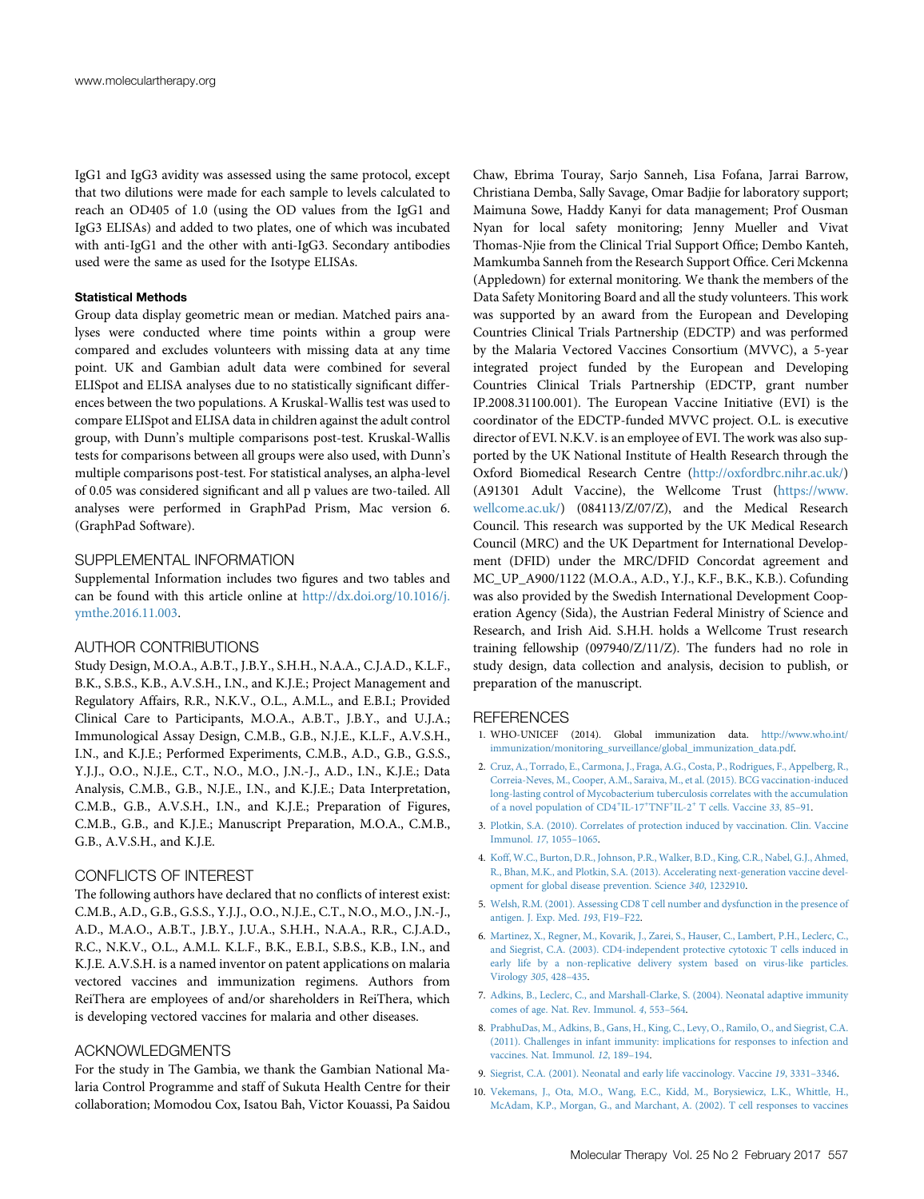IgG1 and IgG3 avidity was assessed using the same protocol, except that two dilutions were made for each sample to levels calculated to reach an OD405 of 1.0 (using the OD values from the IgG1 and IgG3 ELISAs) and added to two plates, one of which was incubated with anti-IgG1 and the other with anti-IgG3. Secondary antibodies used were the same as used for the Isotype ELISAs.

#### Statistical Methods

Group data display geometric mean or median. Matched pairs analyses were conducted where time points within a group were compared and excludes volunteers with missing data at any time point. UK and Gambian adult data were combined for several ELISpot and ELISA analyses due to no statistically significant differences between the two populations. A Kruskal-Wallis test was used to compare ELISpot and ELISA data in children against the adult control group, with Dunn's multiple comparisons post-test. Kruskal-Wallis tests for comparisons between all groups were also used, with Dunn's multiple comparisons post-test. For statistical analyses, an alpha-level of 0.05 was considered significant and all p values are two-tailed. All analyses were performed in GraphPad Prism, Mac version 6. (GraphPad Software).

## SUPPLEMENTAL INFORMATION

Supplemental Information includes two figures and two tables and can be found with this article online at http://dx.doi.org/10.1016/j.ymthe.2016.11.003.

## AUTHOR CONTRIBUTIONS

Study Design, M.O.A., A.B.T., J.B.Y., S.H.H., N.A.A., C.J.A.D., K.L.F., B.K., S.B.S., K.B., A.V.S.H., I.N., and K.J.E.; Project Management and Regulatory Affairs, R.R., N.K.V., O.L., A.M.L., and E.B.I.; Provided Clinical Care to Participants, M.O.A., A.B.T., J.B.Y., and U.J.A.; Immunological Assay Design, C.M.B., G.B., N.J.E., K.L.F., A.V.S.H., I.N., and K.J.E.; Performed Experiments, C.M.B., A.D., G.B., G.S.S., Y.J.J., O.O., N.J.E., C.T., N.O., M.O., J.N.-J., A.D., I.N., K.J.E.; Data Analysis, C.M.B., G.B., N.J.E., I.N., and K.J.E.; Data Interpretation, C.M.B., G.B., A.V.S.H., I.N., and K.J.E.; Preparation of Figures, C.M.B., G.B., and K.J.E.; Manuscript Preparation, M.O.A., C.M.B., G.B., A.V.S.H., and K.J.E.

## CONFLICTS OF INTEREST

The following authors have declared that no conflicts of interest exist: C.M.B., A.D., G.B., G.S.S., Y.J.J., O.O., N.J.E., C.T., N.O., M.O., J.N.-J., A.D., M.A.O., A.B.T., J.B.Y., J.U.A., S.H.H., N.A.A., R.R., C.J.A.D., R.C., N.K.V., O.L., A.M.L. K.L.F., B.K., E.B.I., S.B.S., K.B., I.N., and K.J.E. A.V.S.H. is a named inventor on patent applications on malaria vectored vaccines and immunization regimens. Authors from ReiThera are employees of and/or shareholders in ReiThera, which is developing vectored vaccines for malaria and other diseases.

## ACKNOWLEDGMENTS

For the study in The Gambia, we thank the Gambian National Malaria Control Programme and staff of Sukuta Health Centre for their collaboration; Momodou Cox, Isatou Bah, Victor Kouassi, Pa Saidou Chaw, Ebrima Touray, Sarjo Sanneh, Lisa Fofana, Jarrai Barrow, Christiana Demba, Sally Savage, Omar Badjie for laboratory support; Maimuna Sowe, Haddy Kanyi for data management; Prof Ousman Nyan for local safety monitoring; Jenny Mueller and Vivat Thomas-Njie from the Clinical Trial Support Office; Dembo Kanteh, Mamkumba Sanneh from the Research Support Office. Ceri Mckenna (Appledown) for external monitoring. We thank the members of the Data Safety Monitoring Board and all the study volunteers. This work was supported by an award from the European and Developing Countries Clinical Trials Partnership (EDCTP) and was performed by the Malaria Vectored Vaccines Consortium (MVVC), a 5-year integrated project funded by the European and Developing Countries Clinical Trials Partnership (EDCTP, grant number IP.2008.31100.001). The European Vaccine Initiative (EVI) is the coordinator of the EDCTP-funded MVVC project. O.L. is executive director of EVI. N.K.V. is an employee of EVI. The work was also supported by the UK National Institute of Health Research through the Oxford Biomedical Research Centre (http://oxfordbrc.nihr.ac.uk/) (A91301 Adult Vaccine), the Wellcome Trust (https://www.wellcome.ac.uk/) (084113/Z/07/Z), and the Medical Research Council. This research was supported by the UK Medical Research Council (MRC) and the UK Department for International Development (DFID) under the MRC/DFID Concordat agreement and MC_UP_A900/1122 (M.O.A., A.D., Y.J., K.F., B.K., K.B.). Cofunding was also provided by the Swedish International Development Cooperation Agency (Sida), the Austrian Federal Ministry of Science and Research, and Irish Aid. S.H.H. holds a Wellcome Trust research training fellowship (097940/Z/11/Z). The funders had no role in study design, data collection and analysis, decision to publish, or preparation of the manuscript.

## REFERENCES

1. WHO-UNICEF (2014). Global immunization data. http://www.who.int/immunization/monitoring_surveillance/global_immunization_data.pdf.
2. Cruz, A., Torrado, E., Carmona, J., Fraga, A.G., Costa, P., Rodrigues, F., Appelberg, R., Correia-Neves, M., Cooper, A.M., Saraiva, M., et al. (2015). BCG vaccination-induced long-lasting control of Mycobacterium tuberculosis correlates with the accumulation of a novel population of CD4$^{+}$IL-17$^{+}$TNF$^{+}$IL-2$^{+}$ T cells. Vaccine *33*, 85–91.
3. Plotkin, S.A. (2010). Correlates of protection induced by vaccination. Clin. Vaccine Immunol. *17*, 1055–1065.
4. Koff, W.C., Burton, D.R., Johnson, P.R., Walker, B.D., King, C.R., Nabel, G.J., Ahmed, R., Bhan, M.K., and Plotkin, S.A. (2013). Accelerating next-generation vaccine development for global disease prevention. Science *340*, 1232910.
5. Welsh, R.M. (2001). Assessing CD8 T cell number and dysfunction in the presence of antigen. J. Exp. Med. *193*, F19–F22.
6. Martinez, X., Regner, M., Kovarik, J., Zarei, S., Hauser, C., Lambert, P.H., Leclerc, C., and Siegrist, C.A. (2003). CD4-independent protective cytotoxic T cells induced in early life by a non-replicative delivery system based on virus-like particles. Virology *305*, 428–435.
7. Adkins, B., Leclerc, C., and Marshall-Clarke, S. (2004). Neonatal adaptive immunity comes of age. Nat. Rev. Immunol. *4*, 553–564.
8. PrabhuDas, M., Adkins, B., Gans, H., King, C., Levy, O., Ramilo, O., and Siegrist, C.A. (2011). Challenges in infant immunity: implications for responses to infection and vaccines. Nat. Immunol. *12*, 189–194.
9. Siegrist, C.A. (2001). Neonatal and early life vaccinology. Vaccine *19*, 3331–3346.
10. Vekemans, J., Ota, M.O., Wang, E.C., Kidd, M., Borysiewicz, L.K., Whittle, H., McAdam, K.P., Morgan, G., and Marchant, A. (2002). T cell responses to vaccines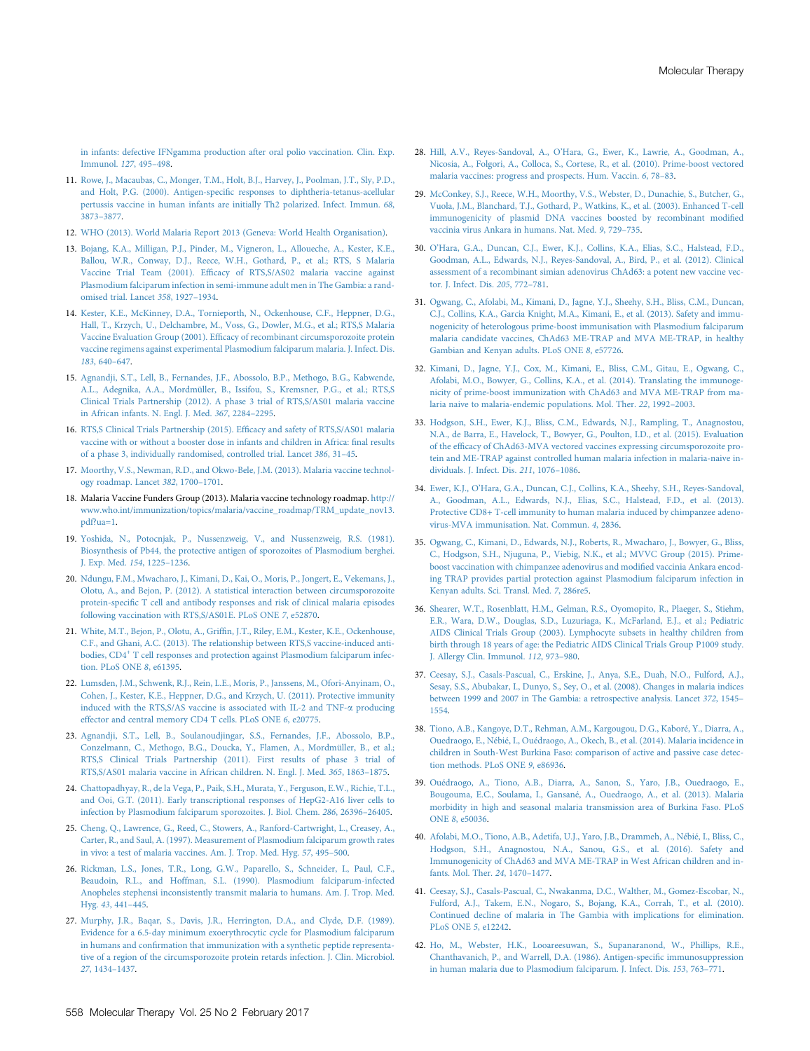in infants: defective IFNgamma production after oral polio vaccination. Clin. Exp. Immunol. *127*, 495–498.

11. Rowe, J., Macaubas, C., Monger, T.M., Holt, B.J., Harvey, J., Poolman, J.T., Sly, P.D., and Holt, P.G. (2000). Antigen-specific responses to diphtheria-tetanus-acellular pertussis vaccine in human infants are initially Th2 polarized. Infect. Immun. *68*, 3873–3877.

12. WHO (2013). World Malaria Report 2013 (Geneva: World Health Organisation).

13. Bojang, K.A., Milligan, P.J., Pinder, M., Vigneron, L., Alloueche, A., Kester, K.E., Ballou, W.R., Conway, D.J., Reece, W.H., Gothard, P., et al.; RTS, S Malaria Vaccine Trial Team (2001). Efficacy of RTS,S/AS02 malaria vaccine against Plasmodium falciparum infection in semi-immune adult men in The Gambia: a randomised trial. Lancet *358*, 1927–1934.

14. Kester, K.E., McKinney, D.A., Tornieporth, N., Ockenhouse, C.F., Heppner, D.G., Hall, T., Krzych, U., Delchambre, M., Voss, G., Dowler, M.G., et al.; RTS,S Malaria Vaccine Evaluation Group (2001). Efficacy of recombinant circumsporozoite protein vaccine regimens against experimental Plasmodium falciparum malaria. J. Infect. Dis. *183*, 640–647.

15. Agnandji, S.T., Lell, B., Fernandes, J.F., Abossolo, B.P., Methogo, B.G., Kabwende, A.L., Adegnika, A.A., Mordmüller, B., Issifou, S., Kremsner, P.G., et al.; RTS,S Clinical Trials Partnership (2012). A phase 3 trial of RTS,S/AS01 malaria vaccine in African infants. N. Engl. J. Med. *367*, 2284–2295.

16. RTS,S Clinical Trials Partnership (2015). Efficacy and safety of RTS,S/AS01 malaria vaccine with or without a booster dose in infants and children in Africa: final results of a phase 3, individually randomised, controlled trial. Lancet *386*, 31–45.

17. Moorthy, V.S., Newman, R.D., and Okwo-Bele, J.M. (2013). Malaria vaccine technology roadmap. Lancet *382*, 1700–1701.

18. Malaria Vaccine Funders Group (2013). Malaria vaccine technology roadmap. http://www.who.int/immunization/topics/malaria/vaccine_roadmap/TRM_update_nov13.pdf?ua=1.

19. Yoshida, N., Potocnjak, P., Nussenzweig, V., and Nussenzweig, R.S. (1981). Biosynthesis of Pb44, the protective antigen of sporozoites of Plasmodium berghei. J. Exp. Med. *154*, 1225–1236.

20. Ndungu, F.M., Mwacharo, J., Kimani, D., Kai, O., Moris, P., Jongert, E., Vekemans, J., Olotu, A., and Bejon, P. (2012). A statistical interaction between circumsporozoite protein-specific T cell and antibody responses and risk of clinical malaria episodes following vaccination with RTS,S/AS01E. PLoS ONE *7*, e52870.

21. White, M.T., Bejon, P., Olotu, A., Griffin, J.T., Riley, E.M., Kester, K.E., Ockenhouse, C.F., and Ghani, A.C. (2013). The relationship between RTS,S vaccine-induced antibodies, CD4$^+$ T cell responses and protection against Plasmodium falciparum infection. PLoS ONE *8*, e61395.

22. Lumsden, J.M., Schwenk, R.J., Rein, L.E., Moris, P., Janssens, M., Ofori-Anyinam, O., Cohen, J., Kester, K.E., Heppner, D.G., and Krzych, U. (2011). Protective immunity induced with the RTS,S/AS vaccine is associated with IL-2 and TNF-$\alpha$ producing effector and central memory CD4 T cells. PLoS ONE *6*, e20775.

23. Agnandji, S.T., Lell, B., Soulanoudjingar, S.S., Fernandes, J.F., Abossolo, B.P., Conzelmann, C., Methogo, B.G., Doucka, Y., Flamen, A., Mordmüller, B., et al.; RTS,S Clinical Trials Partnership (2011). First results of phase 3 trial of RTS,S/AS01 malaria vaccine in African children. N. Engl. J. Med. *365*, 1863–1875.

24. Chattopadhyay, R., de la Vega, P., Paik, S.H., Murata, Y., Ferguson, E.W., Richie, T.L., and Ooi, G.T. (2011). Early transcriptional responses of HepG2-A16 liver cells to infection by Plasmodium falciparum sporozoites. J. Biol. Chem. *286*, 26396–26405.

25. Cheng, Q., Lawrence, G., Reed, C., Stowers, A., Ranford-Cartwright, L., Creasey, A., Carter, R., and Saul, A. (1997). Measurement of Plasmodium falciparum growth rates in vivo: a test of malaria vaccines. Am. J. Trop. Med. Hyg. *57*, 495–500.

26. Rickman, L.S., Jones, T.R., Long, G.W., Paparello, S., Schneider, I., Paul, C.F., Beaudoin, R.L., and Hoffman, S.L. (1990). Plasmodium falciparum-infected Anopheles stephensi inconsistently transmit malaria to humans. Am. J. Trop. Med. Hyg. *43*, 441–445.

27. Murphy, J.R., Baqar, S., Davis, J.R., Herrington, D.A., and Clyde, D.F. (1989). Evidence for a 6.5-day minimum exoerythrocytic cycle for Plasmodium falciparum in humans and confirmation that immunization with a synthetic peptide representative of a region of the circumsporozoite protein retards infection. J. Clin. Microbiol. *27*, 1434–1437.

28. Hill, A.V., Reyes-Sandoval, A., O'Hara, G., Ewer, K., Lawrie, A., Goodman, A., Nicosia, A., Folgori, A., Colloca, S., Cortese, R., et al. (2010). Prime-boost vectored malaria vaccines: progress and prospects. Hum. Vaccin. *6*, 78–83.

29. McConkey, S.J., Reece, W.H., Moorthy, V.S., Webster, D., Dunachie, S., Butcher, G., Vuola, J.M., Blanchard, T.J., Gothard, P., Watkins, K., et al. (2003). Enhanced T-cell immunogenicity of plasmid DNA vaccines boosted by recombinant modified vaccinia virus Ankara in humans. Nat. Med. *9*, 729–735.

30. O'Hara, G.A., Duncan, C.J., Ewer, K.J., Collins, K.A., Elias, S.C., Halstead, F.D., Goodman, A.L., Edwards, N.J., Reyes-Sandoval, A., Bird, P., et al. (2012). Clinical assessment of a recombinant simian adenovirus ChAd63: a potent new vaccine vector. J. Infect. Dis. *205*, 772–781.

31. Ogwang, C., Afolabi, M., Kimani, D., Jagne, Y.J., Sheehy, S.H., Bliss, C.M., Duncan, C.J., Collins, K.A., Garcia Knight, M.A., Kimani, E., et al. (2013). Safety and immunogenicity of heterologous prime-boost immunisation with Plasmodium falciparum malaria candidate vaccines, ChAd63 ME-TRAP and MVA ME-TRAP, in healthy Gambian and Kenyan adults. PLoS ONE *8*, e57726.

32. Kimani, D., Jagne, Y.J., Cox, M., Kimani, E., Bliss, C.M., Gitau, E., Ogwang, C., Afolabi, M.O., Bowyer, G., Collins, K.A., et al. (2014). Translating the immunogenicity of prime-boost immunization with ChAd63 and MVA ME-TRAP from malaria naive to malaria-endemic populations. Mol. Ther. *22*, 1992–2003.

33. Hodgson, S.H., Ewer, K.J., Bliss, C.M., Edwards, N.J., Rampling, T., Anagnostou, N.A., de Barra, E., Havelock, T., Bowyer, G., Poulton, I.D., et al. (2015). Evaluation of the efficacy of ChAd63-MVA vectored vaccines expressing circumsporozoite protein and ME-TRAP against controlled human malaria infection in malaria-naive individuals. J. Infect. Dis. *211*, 1076–1086.

34. Ewer, K.J., O'Hara, G.A., Duncan, C.J., Collins, K.A., Sheehy, S.H., Reyes-Sandoval, A., Goodman, A.L., Edwards, N.J., Elias, S.C., Halstead, F.D., et al. (2013). Protective CD8+ T-cell immunity to human malaria induced by chimpanzee adenovirus-MVA immunisation. Nat. Commun. *4*, 2836.

35. Ogwang, C., Kimani, D., Edwards, N.J., Roberts, R., Mwacharo, J., Bowyer, G., Bliss, C., Hodgson, S.H., Njuguna, P., Viebig, N.K., et al.; MVVC Group (2015). Prime-boost vaccination with chimpanzee adenovirus and modified vaccinia Ankara encoding TRAP provides partial protection against Plasmodium falciparum infection in Kenyan adults. Sci. Transl. Med. *7*, 286re5.

36. Shearer, W.T., Rosenblatt, H.M., Gelman, R.S., Oyomopito, R., Plaeger, S., Stiehm, E.R., Wara, D.W., Douglas, S.D., Luzuriaga, K., McFarland, E.J., et al.; Pediatric AIDS Clinical Trials Group (2003). Lymphocyte subsets in healthy children from birth through 18 years of age: the Pediatric AIDS Clinical Trials Group P1009 study. J. Allergy Clin. Immunol. *112*, 973–980.

37. Ceesay, S.J., Casals-Pascual, C., Erskine, J., Anya, S.E., Duah, N.O., Fulford, A.J., Sesay, S.S., Abubakar, I., Dunyo, S., Sey, O., et al. (2008). Changes in malaria indices between 1999 and 2007 in The Gambia: a retrospective analysis. Lancet *372*, 1545–1554.

38. Tiono, A.B., Kangoye, D.T., Rehman, A.M., Kargougou, D.G., Kaboré, Y., Diarra, A., Ouedraogo, E., Nébié, I., Ouédraogo, A., Okech, B., et al. (2014). Malaria incidence in children in South-West Burkina Faso: comparison of active and passive case detection methods. PLoS ONE *9*, e86936.

39. Ouédraogo, A., Tiono, A.B., Diarra, A., Sanon, S., Yaro, J.B., Ouedraogo, E., Bougouma, E.C., Soulama, I., Gansané, A., Ouedraogo, A., et al. (2013). Malaria morbidity in high and seasonal malaria transmission area of Burkina Faso. PLoS ONE *8*, e50036.

40. Afolabi, M.O., Tiono, A.B., Adetifa, U.J., Yaro, J.B., Drammeh, A., Nébié, I., Bliss, C., Hodgson, S.H., Anagnostou, N.A., Sanou, G.S., et al. (2016). Safety and Immunogenicity of ChAd63 and MVA ME-TRAP in West African children and infants. Mol. Ther. *24*, 1470–1477.

41. Ceesay, S.J., Casals-Pascual, C., Nwakanma, D.C., Walther, M., Gomez-Escobar, N., Fulford, A.J., Takem, E.N., Nogaro, S., Bojang, K.A., Corrah, T., et al. (2010). Continued decline of malaria in The Gambia with implications for elimination. PLoS ONE *5*, e12242.

42. Ho, M., Webster, H.K., Looareesuwan, S., Supanaranond, W., Phillips, R.E., Chanthavanich, P., and Warrell, D.A. (1986). Antigen-specific immunosuppression in human malaria due to Plasmodium falciparum. J. Infect. Dis. *153*, 763–771.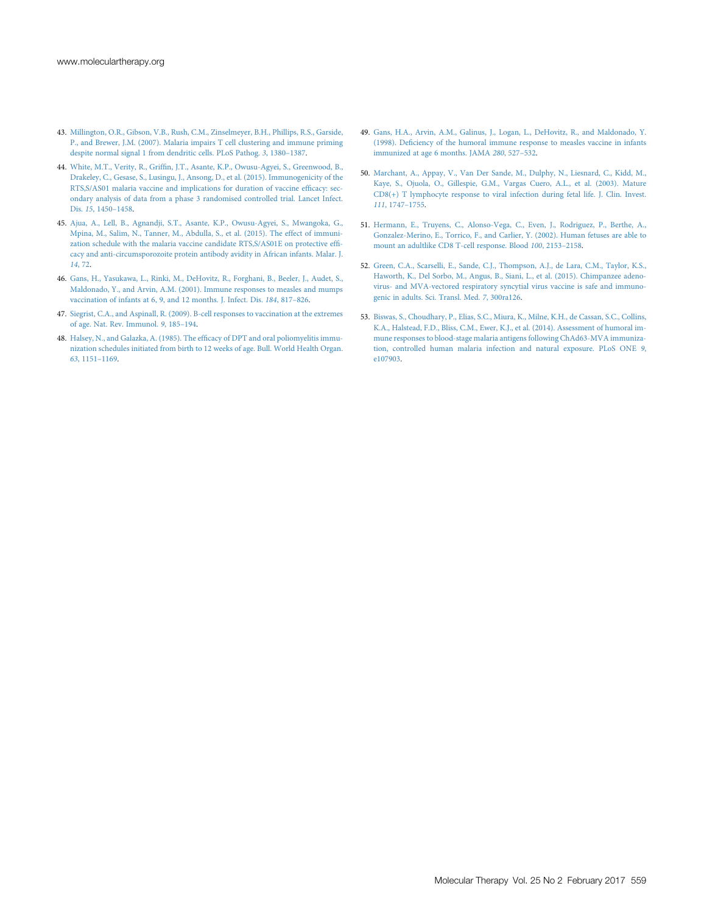43. Millington, O.R., Gibson, V.B., Rush, C.M., Zinselmeyer, B.H., Phillips, R.S., Garside, P., and Brewer, J.M. (2007). Malaria impairs T cell clustering and immune priming despite normal signal 1 from dendritic cells. PLoS Pathog. *3*, 1380–1387.

44. White, M.T., Verity, R., Griffin, J.T., Asante, K.P., Owusu-Agyei, S., Greenwood, B., Drakeley, C., Gesase, S., Lusingu, J., Ansong, D., et al. (2015). Immunogenicity of the RTS,S/AS01 malaria vaccine and implications for duration of vaccine efficacy: secondary analysis of data from a phase 3 randomised controlled trial. Lancet Infect. Dis. *15*, 1450–1458.

45. Ajua, A., Lell, B., Agnandji, S.T., Asante, K.P., Owusu-Agyei, S., Mwangoka, G., Mpina, M., Salim, N., Tanner, M., Abdulla, S., et al. (2015). The effect of immunization schedule with the malaria vaccine candidate RTS,S/AS01E on protective efficacy and anti-circumsporozoite protein antibody avidity in African infants. Malar. J. *14*, 72.

46. Gans, H., Yasukawa, L., Rinki, M., DeHovitz, R., Forghani, B., Beeler, J., Audet, S., Maldonado, Y., and Arvin, A.M. (2001). Immune responses to measles and mumps vaccination of infants at 6, 9, and 12 months. J. Infect. Dis. *184*, 817–826.

47. Siegrist, C.A., and Aspinall, R. (2009). B-cell responses to vaccination at the extremes of age. Nat. Rev. Immunol. *9*, 185–194.

48. Halsey, N., and Galazka, A. (1985). The efficacy of DPT and oral poliomyelitis immunization schedules initiated from birth to 12 weeks of age. Bull. World Health Organ. *63*, 1151–1169.

49. Gans, H.A., Arvin, A.M., Galinus, J., Logan, L., DeHovitz, R., and Maldonado, Y. (1998). Deficiency of the humoral immune response to measles vaccine in infants immunized at age 6 months. JAMA *280*, 527–532.

50. Marchant, A., Appay, V., Van Der Sande, M., Dulphy, N., Liesnard, C., Kidd, M., Kaye, S., Ojuola, O., Gillespie, G.M., Vargas Cuero, A.L., et al. (2003). Mature CD8(+) T lymphocyte response to viral infection during fetal life. J. Clin. Invest. *111*, 1747–1755.

51. Hermann, E., Truyens, C., Alonso-Vega, C., Even, J., Rodriguez, P., Berthe, A., Gonzalez-Merino, E., Torrico, F., and Carlier, Y. (2002). Human fetuses are able to mount an adultlike CD8 T-cell response. Blood *100*, 2153–2158.

52. Green, C.A., Scarselli, E., Sande, C.J., Thompson, A.J., de Lara, C.M., Taylor, K.S., Haworth, K., Del Sorbo, M., Angus, B., Siani, L., et al. (2015). Chimpanzee adenovirus- and MVA-vectored respiratory syncytial virus vaccine is safe and immunogenic in adults. Sci. Transl. Med. *7*, 300ra126.

53. Biswas, S., Choudhary, P., Elias, S.C., Miura, K., Milne, K.H., de Cassan, S.C., Collins, K.A., Halstead, F.D., Bliss, C.M., Ewer, K.J., et al. (2014). Assessment of humoral immune responses to blood-stage malaria antigens following ChAd63-MVA immunization, controlled human malaria infection and natural exposure. PLoS ONE *9*, e107903.